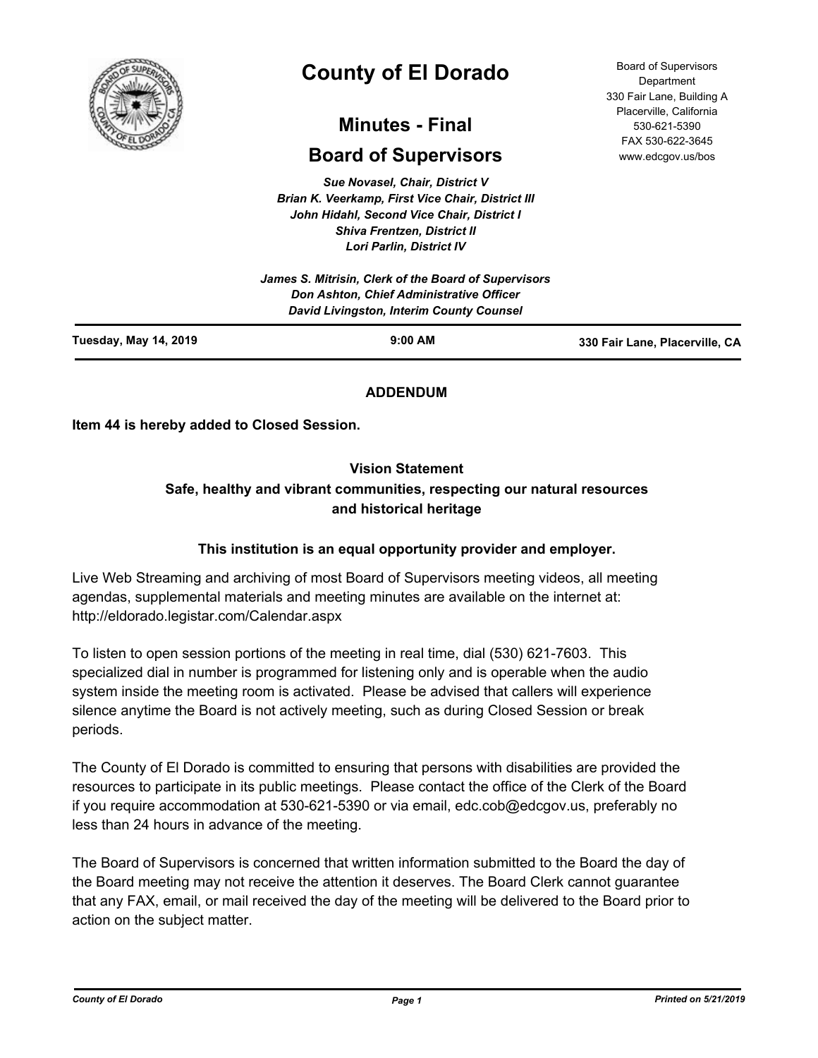# County of El Dorado

## Minutes - Final

## Board of Supervisors

Board of Supervisors Department
330 Fair Lane, Building A
Placerville, California
530-621-5390
FAX 530-622-3645
www.edcgov.us/bos

*Sue Novasel, Chair, District V*
*Brian K. Veerkamp, First Vice Chair, District III*
*John Hidahl, Second Vice Chair, District I*
*Shiva Frentzen, District II*
*Lori Parlin, District IV*

*James S. Mitrisin, Clerk of the Board of Supervisors*
*Don Ashton, Chief Administrative Officer*
*David Livingston, Interim County Counsel*

**Tuesday, May 14, 2019** | **9:00 AM** | **330 Fair Lane, Placerville, CA**

---

**ADDENDUM**

**Item 44 is hereby added to Closed Session.**

**Vision Statement**
**Safe, healthy and vibrant communities, respecting our natural resources and historical heritage**

**This institution is an equal opportunity provider and employer.**

Live Web Streaming and archiving of most Board of Supervisors meeting videos, all meeting agendas, supplemental materials and meeting minutes are available on the internet at: http://eldorado.legistar.com/Calendar.aspx

To listen to open session portions of the meeting in real time, dial (530) 621-7603. This specialized dial in number is programmed for listening only and is operable when the audio system inside the meeting room is activated. Please be advised that callers will experience silence anytime the Board is not actively meeting, such as during Closed Session or break periods.

The County of El Dorado is committed to ensuring that persons with disabilities are provided the resources to participate in its public meetings. Please contact the office of the Clerk of the Board if you require accommodation at 530-621-5390 or via email, edc.cob@edcgov.us, preferably no less than 24 hours in advance of the meeting.

The Board of Supervisors is concerned that written information submitted to the Board the day of the Board meeting may not receive the attention it deserves. The Board Clerk cannot guarantee that any FAX, email, or mail received the day of the meeting will be delivered to the Board prior to action on the subject matter.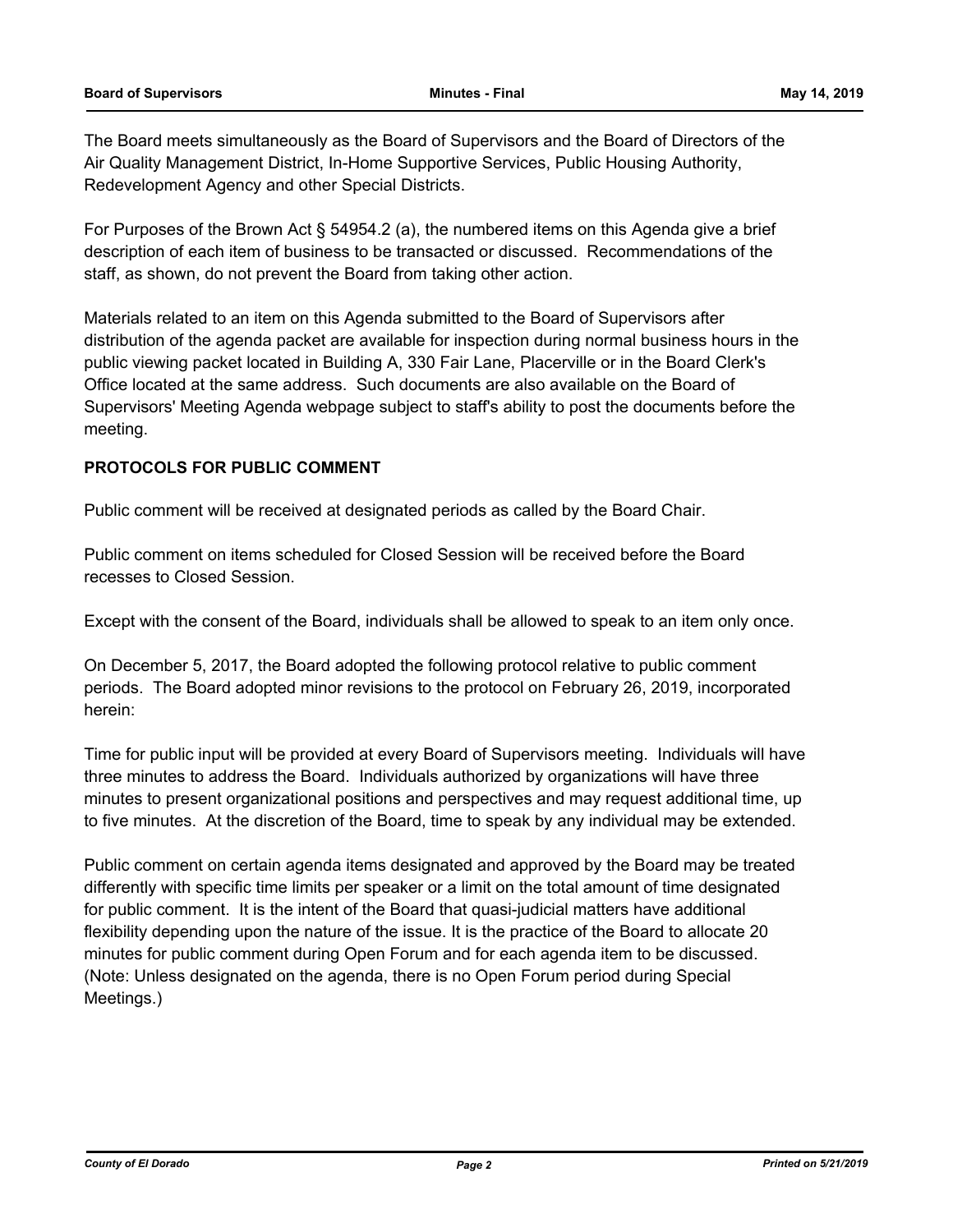The Board meets simultaneously as the Board of Supervisors and the Board of Directors of the Air Quality Management District, In-Home Supportive Services, Public Housing Authority, Redevelopment Agency and other Special Districts.

For Purposes of the Brown Act § 54954.2 (a), the numbered items on this Agenda give a brief description of each item of business to be transacted or discussed. Recommendations of the staff, as shown, do not prevent the Board from taking other action.

Materials related to an item on this Agenda submitted to the Board of Supervisors after distribution of the agenda packet are available for inspection during normal business hours in the public viewing packet located in Building A, 330 Fair Lane, Placerville or in the Board Clerk's Office located at the same address. Such documents are also available on the Board of Supervisors' Meeting Agenda webpage subject to staff's ability to post the documents before the meeting.

**PROTOCOLS FOR PUBLIC COMMENT**

Public comment will be received at designated periods as called by the Board Chair.

Public comment on items scheduled for Closed Session will be received before the Board recesses to Closed Session.

Except with the consent of the Board, individuals shall be allowed to speak to an item only once.

On December 5, 2017, the Board adopted the following protocol relative to public comment periods. The Board adopted minor revisions to the protocol on February 26, 2019, incorporated herein:

Time for public input will be provided at every Board of Supervisors meeting. Individuals will have three minutes to address the Board. Individuals authorized by organizations will have three minutes to present organizational positions and perspectives and may request additional time, up to five minutes. At the discretion of the Board, time to speak by any individual may be extended.

Public comment on certain agenda items designated and approved by the Board may be treated differently with specific time limits per speaker or a limit on the total amount of time designated for public comment. It is the intent of the Board that quasi-judicial matters have additional flexibility depending upon the nature of the issue. It is the practice of the Board to allocate 20 minutes for public comment during Open Forum and for each agenda item to be discussed. (Note: Unless designated on the agenda, there is no Open Forum period during Special Meetings.)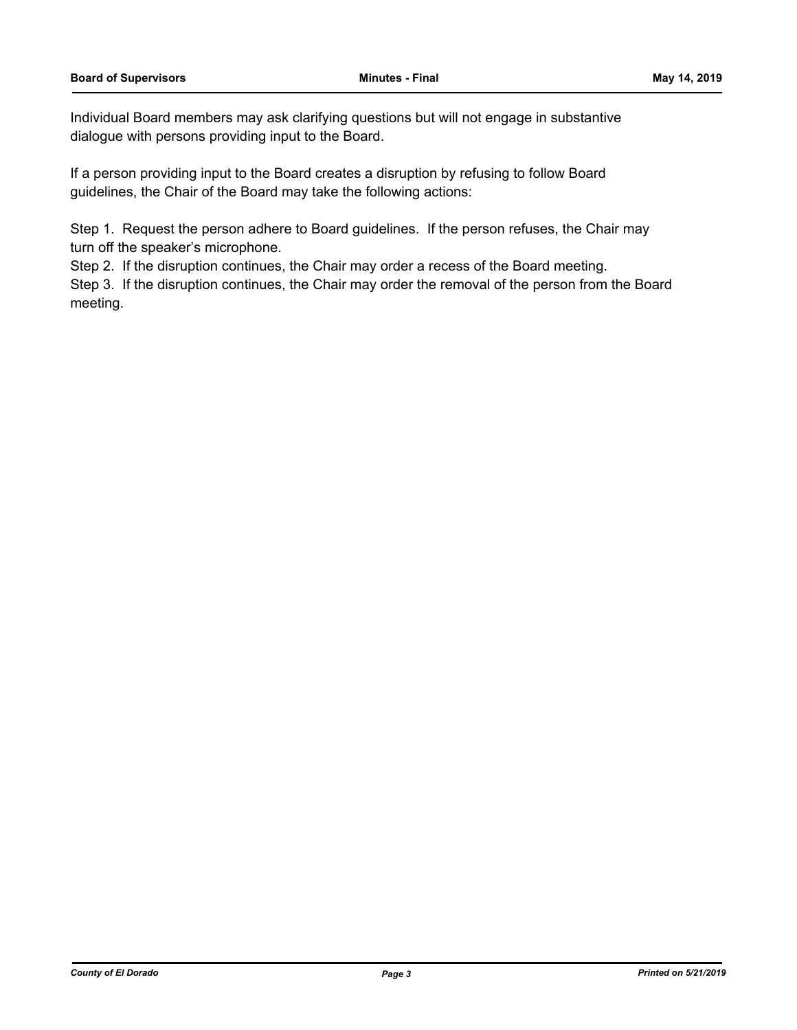Individual Board members may ask clarifying questions but will not engage in substantive dialogue with persons providing input to the Board.

If a person providing input to the Board creates a disruption by refusing to follow Board guidelines, the Chair of the Board may take the following actions:

Step 1. Request the person adhere to Board guidelines. If the person refuses, the Chair may turn off the speaker's microphone.

Step 2. If the disruption continues, the Chair may order a recess of the Board meeting.

Step 3. If the disruption continues, the Chair may order the removal of the person from the Board meeting.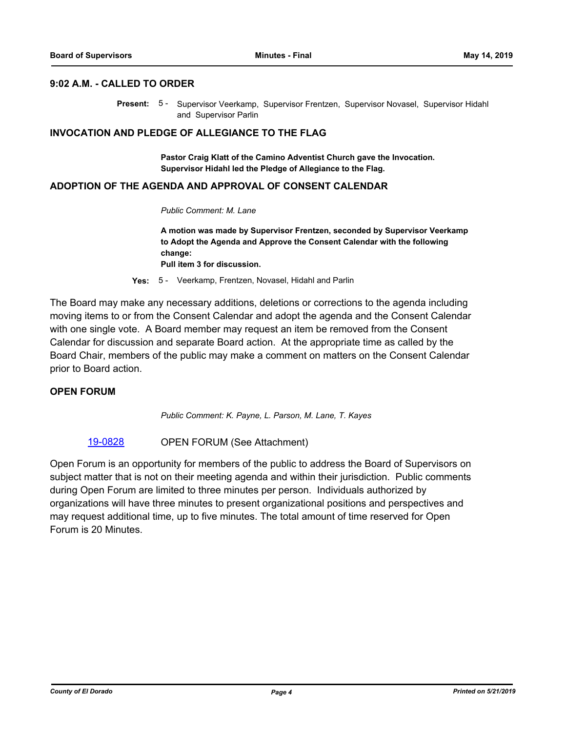## 9:02 A.M. - CALLED TO ORDER

**Present:** 5 - Supervisor Veerkamp, Supervisor Frentzen, Supervisor Novasel, Supervisor Hidahl and Supervisor Parlin

## INVOCATION AND PLEDGE OF ALLEGIANCE TO THE FLAG

**Pastor Craig Klatt of the Camino Adventist Church gave the Invocation. Supervisor Hidahl led the Pledge of Allegiance to the Flag.**

## ADOPTION OF THE AGENDA AND APPROVAL OF CONSENT CALENDAR

*Public Comment: M. Lane*

**A motion was made by Supervisor Frentzen, seconded by Supervisor Veerkamp to Adopt the Agenda and Approve the Consent Calendar with the following change:**
**Pull item 3 for discussion.**

**Yes:** 5 - Veerkamp, Frentzen, Novasel, Hidahl and Parlin

The Board may make any necessary additions, deletions or corrections to the agenda including moving items to or from the Consent Calendar and adopt the agenda and the Consent Calendar with one single vote. A Board member may request an item be removed from the Consent Calendar for discussion and separate Board action. At the appropriate time as called by the Board Chair, members of the public may make a comment on matters on the Consent Calendar prior to Board action.

## OPEN FORUM

*Public Comment: K. Payne, L. Parson, M. Lane, T. Kayes*

19-0828 OPEN FORUM (See Attachment)

Open Forum is an opportunity for members of the public to address the Board of Supervisors on subject matter that is not on their meeting agenda and within their jurisdiction. Public comments during Open Forum are limited to three minutes per person. Individuals authorized by organizations will have three minutes to present organizational positions and perspectives and may request additional time, up to five minutes. The total amount of time reserved for Open Forum is 20 Minutes.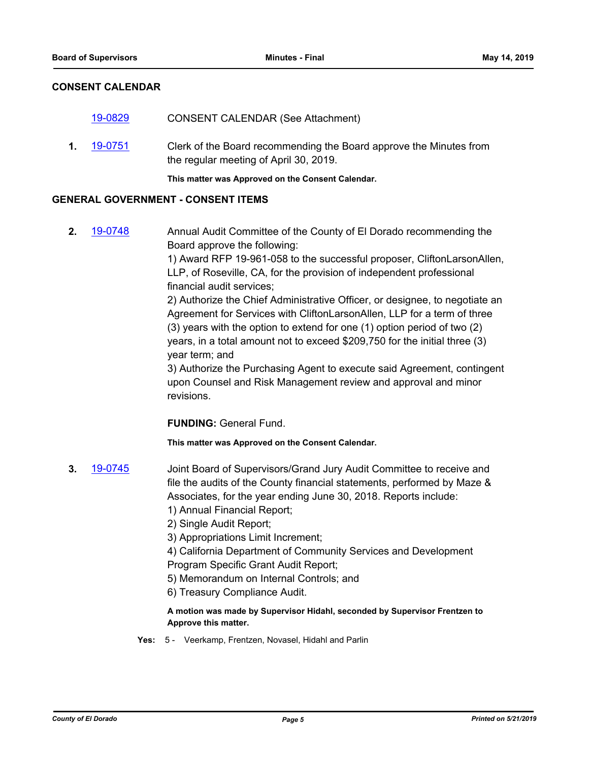## CONSENT CALENDAR

[19-0829](19-0829) CONSENT CALENDAR (See Attachment)

**1.** [19-0751](19-0751) Clerk of the Board recommending the Board approve the Minutes from the regular meeting of April 30, 2019.

**This matter was Approved on the Consent Calendar.**

## GENERAL GOVERNMENT - CONSENT ITEMS

**2.** [19-0748](19-0748) Annual Audit Committee of the County of El Dorado recommending the Board approve the following:

1) Award RFP 19-961-058 to the successful proposer, CliftonLarsonAllen, LLP, of Roseville, CA, for the provision of independent professional financial audit services;

2) Authorize the Chief Administrative Officer, or designee, to negotiate an Agreement for Services with CliftonLarsonAllen, LLP for a term of three (3) years with the option to extend for one (1) option period of two (2) years, in a total amount not to exceed $209,750 for the initial three (3) year term; and

3) Authorize the Purchasing Agent to execute said Agreement, contingent upon Counsel and Risk Management review and approval and minor revisions.

**FUNDING:** General Fund.

**This matter was Approved on the Consent Calendar.**

**3.** [19-0745](19-0745) Joint Board of Supervisors/Grand Jury Audit Committee to receive and file the audits of the County financial statements, performed by Maze & Associates, for the year ending June 30, 2018. Reports include:

1) Annual Financial Report;

2) Single Audit Report;

3) Appropriations Limit Increment;

4) California Department of Community Services and Development Program Specific Grant Audit Report;

5) Memorandum on Internal Controls; and

6) Treasury Compliance Audit.

**A motion was made by Supervisor Hidahl, seconded by Supervisor Frentzen to Approve this matter.**

**Yes:** 5 - Veerkamp, Frentzen, Novasel, Hidahl and Parlin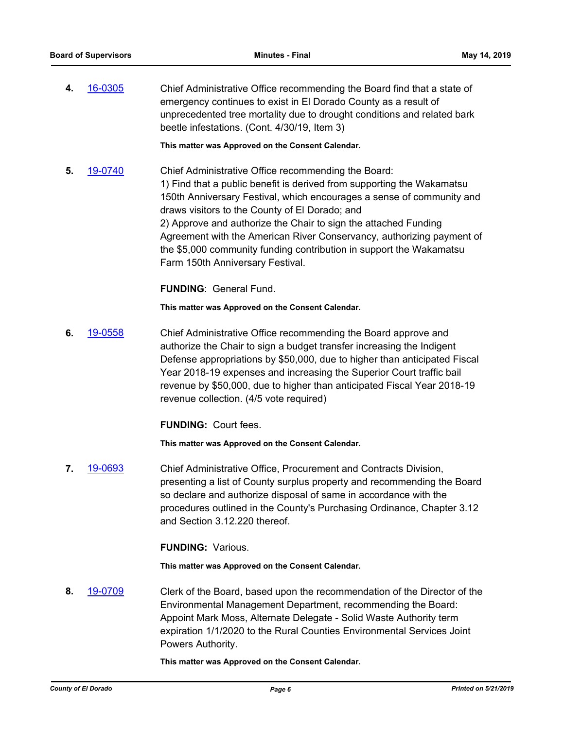**4.** [16-0305](#) Chief Administrative Office recommending the Board find that a state of emergency continues to exist in El Dorado County as a result of unprecedented tree mortality due to drought conditions and related bark beetle infestations. (Cont. 4/30/19, Item 3)

**This matter was Approved on the Consent Calendar.**

**5.** [19-0740](#) Chief Administrative Office recommending the Board:
1) Find that a public benefit is derived from supporting the Wakamatsu 150th Anniversary Festival, which encourages a sense of community and draws visitors to the County of El Dorado; and
2) Approve and authorize the Chair to sign the attached Funding Agreement with the American River Conservancy, authorizing payment of the $5,000 community funding contribution in support the Wakamatsu Farm 150th Anniversary Festival.

**FUNDING**: General Fund.

**This matter was Approved on the Consent Calendar.**

**6.** [19-0558](#) Chief Administrative Office recommending the Board approve and authorize the Chair to sign a budget transfer increasing the Indigent Defense appropriations by $50,000, due to higher than anticipated Fiscal Year 2018-19 expenses and increasing the Superior Court traffic bail revenue by $50,000, due to higher than anticipated Fiscal Year 2018-19 revenue collection. (4/5 vote required)

**FUNDING:** Court fees.

**This matter was Approved on the Consent Calendar.**

**7.** [19-0693](#) Chief Administrative Office, Procurement and Contracts Division, presenting a list of County surplus property and recommending the Board so declare and authorize disposal of same in accordance with the procedures outlined in the County's Purchasing Ordinance, Chapter 3.12 and Section 3.12.220 thereof.

**FUNDING:** Various.

**This matter was Approved on the Consent Calendar.**

**8.** [19-0709](#) Clerk of the Board, based upon the recommendation of the Director of the Environmental Management Department, recommending the Board: Appoint Mark Moss, Alternate Delegate - Solid Waste Authority term expiration 1/1/2020 to the Rural Counties Environmental Services Joint Powers Authority.

**This matter was Approved on the Consent Calendar.**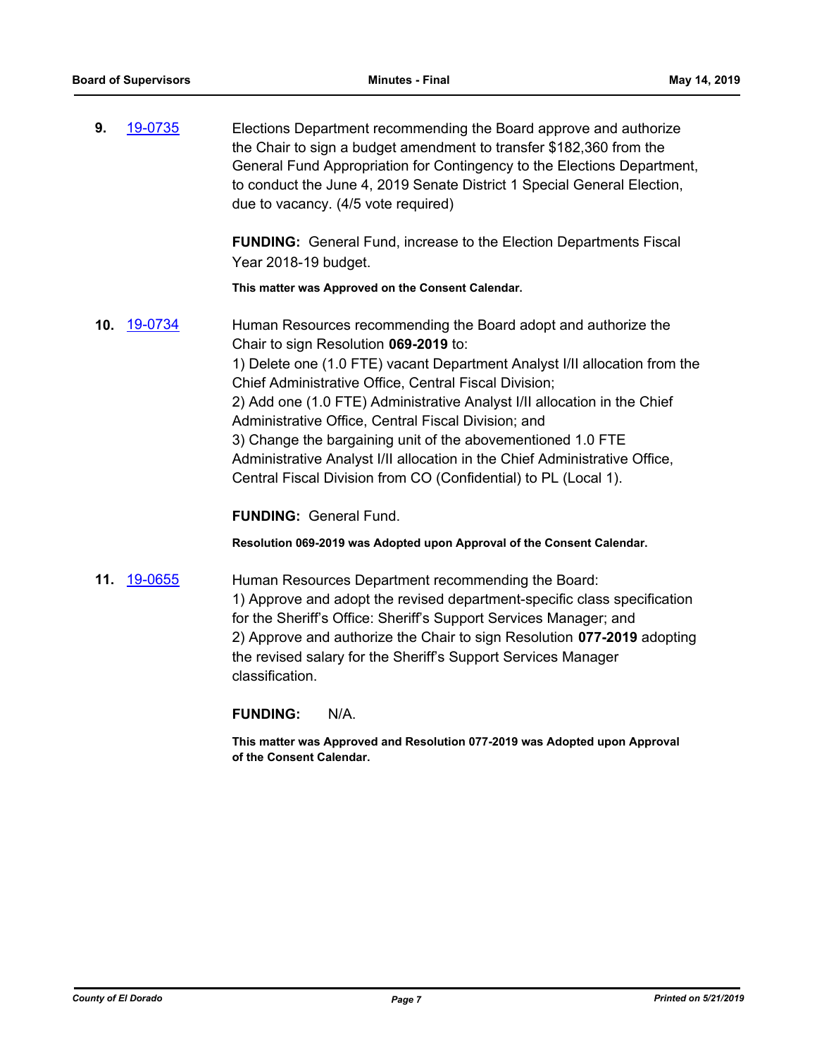**9.** 19-0735 Elections Department recommending the Board approve and authorize the Chair to sign a budget amendment to transfer $182,360 from the General Fund Appropriation for Contingency to the Elections Department, to conduct the June 4, 2019 Senate District 1 Special General Election, due to vacancy. (4/5 vote required)

**FUNDING:** General Fund, increase to the Election Departments Fiscal Year 2018-19 budget.

**This matter was Approved on the Consent Calendar.**

**10.** 19-0734 Human Resources recommending the Board adopt and authorize the Chair to sign Resolution **069-2019** to:

1) Delete one (1.0 FTE) vacant Department Analyst I/II allocation from the Chief Administrative Office, Central Fiscal Division;
2) Add one (1.0 FTE) Administrative Analyst I/II allocation in the Chief Administrative Office, Central Fiscal Division; and
3) Change the bargaining unit of the abovementioned 1.0 FTE Administrative Analyst I/II allocation in the Chief Administrative Office, Central Fiscal Division from CO (Confidential) to PL (Local 1).

**FUNDING:** General Fund.

**Resolution 069-2019 was Adopted upon Approval of the Consent Calendar.**

**11.** 19-0655 Human Resources Department recommending the Board:

1) Approve and adopt the revised department-specific class specification for the Sheriff's Office: Sheriff's Support Services Manager; and
2) Approve and authorize the Chair to sign Resolution **077-2019** adopting the revised salary for the Sheriff's Support Services Manager classification.

**FUNDING:** N/A.

**This matter was Approved and Resolution 077-2019 was Adopted upon Approval of the Consent Calendar.**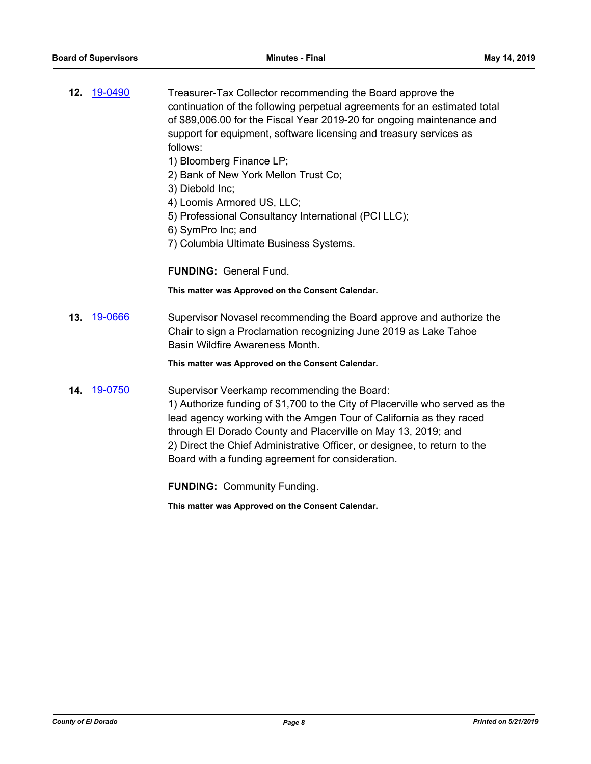**12.** 19-0490 Treasurer-Tax Collector recommending the Board approve the continuation of the following perpetual agreements for an estimated total of $89,006.00 for the Fiscal Year 2019-20 for ongoing maintenance and support for equipment, software licensing and treasury services as follows:

1) Bloomberg Finance LP;
2) Bank of New York Mellon Trust Co;
3) Diebold Inc;
4) Loomis Armored US, LLC;
5) Professional Consultancy International (PCI LLC);
6) SymPro Inc; and
7) Columbia Ultimate Business Systems.

**FUNDING:** General Fund.

**This matter was Approved on the Consent Calendar.**

**13.** 19-0666 Supervisor Novasel recommending the Board approve and authorize the Chair to sign a Proclamation recognizing June 2019 as Lake Tahoe Basin Wildfire Awareness Month.

**This matter was Approved on the Consent Calendar.**

**14.** 19-0750 Supervisor Veerkamp recommending the Board:

1) Authorize funding of $1,700 to the City of Placerville who served as the lead agency working with the Amgen Tour of California as they raced through El Dorado County and Placerville on May 13, 2019; and
2) Direct the Chief Administrative Officer, or designee, to return to the Board with a funding agreement for consideration.

**FUNDING:** Community Funding.

**This matter was Approved on the Consent Calendar.**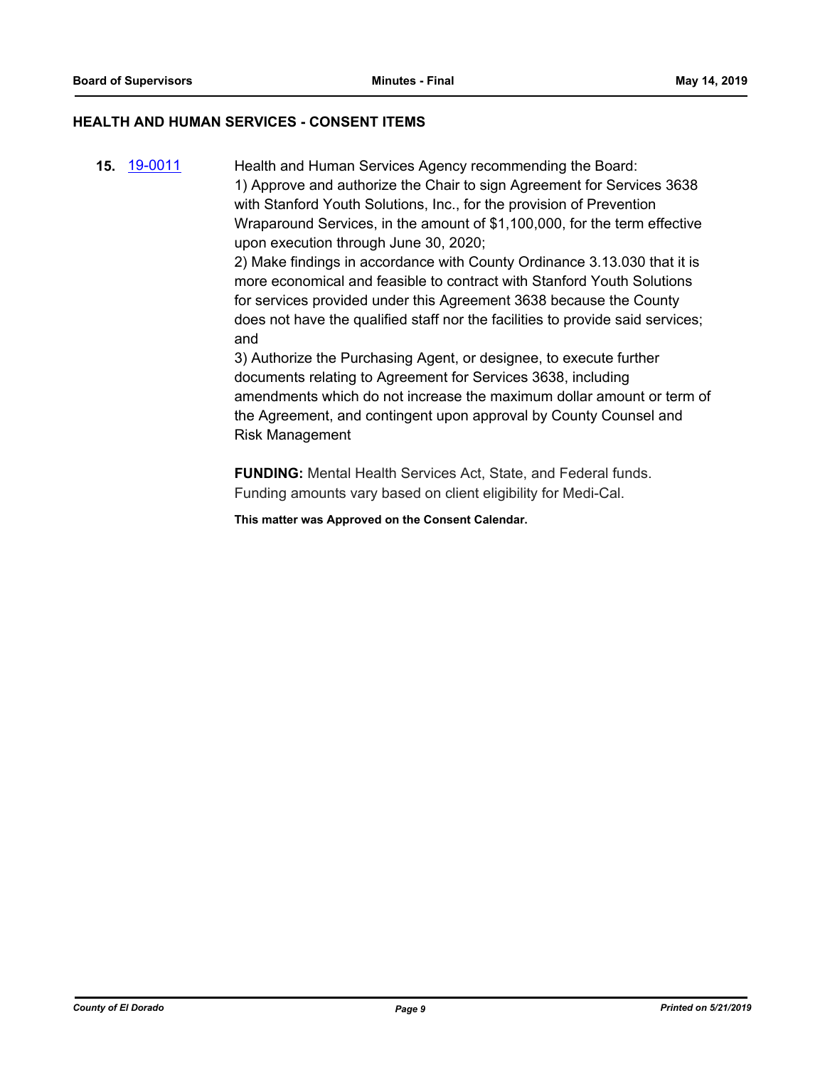## HEALTH AND HUMAN SERVICES - CONSENT ITEMS

**15.** 19-0011

Health and Human Services Agency recommending the Board:
1) Approve and authorize the Chair to sign Agreement for Services 3638 with Stanford Youth Solutions, Inc., for the provision of Prevention Wraparound Services, in the amount of $1,100,000, for the term effective upon execution through June 30, 2020;
2) Make findings in accordance with County Ordinance 3.13.030 that it is more economical and feasible to contract with Stanford Youth Solutions for services provided under this Agreement 3638 because the County does not have the qualified staff nor the facilities to provide said services; and
3) Authorize the Purchasing Agent, or designee, to execute further documents relating to Agreement for Services 3638, including amendments which do not increase the maximum dollar amount or term of the Agreement, and contingent upon approval by County Counsel and Risk Management

**FUNDING:** Mental Health Services Act, State, and Federal funds. Funding amounts vary based on client eligibility for Medi-Cal.

**This matter was Approved on the Consent Calendar.**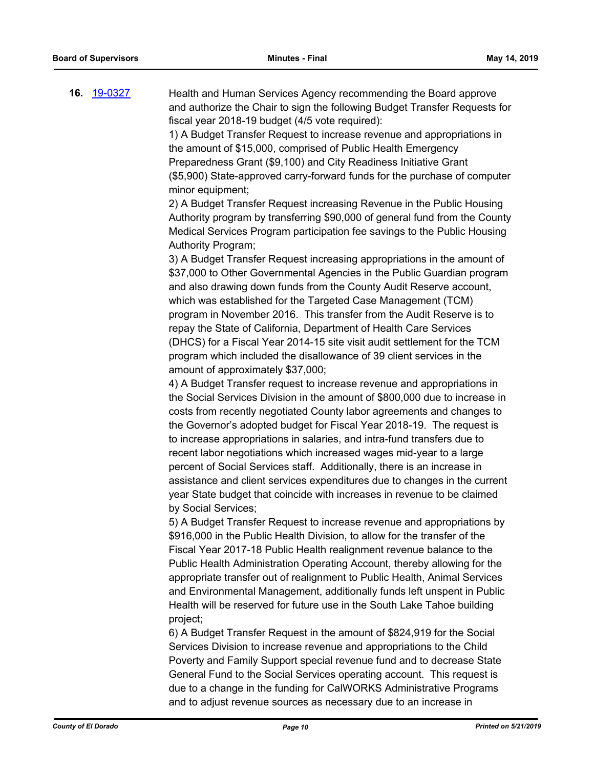**16.** [19-0327](19-0327)

Health and Human Services Agency recommending the Board approve and authorize the Chair to sign the following Budget Transfer Requests for fiscal year 2018-19 budget (4/5 vote required):

1) A Budget Transfer Request to increase revenue and appropriations in the amount of $15,000, comprised of Public Health Emergency Preparedness Grant ($9,100) and City Readiness Initiative Grant ($5,900) State-approved carry-forward funds for the purchase of computer minor equipment;

2) A Budget Transfer Request increasing Revenue in the Public Housing Authority program by transferring $90,000 of general fund from the County Medical Services Program participation fee savings to the Public Housing Authority Program;

3) A Budget Transfer Request increasing appropriations in the amount of $37,000 to Other Governmental Agencies in the Public Guardian program and also drawing down funds from the County Audit Reserve account, which was established for the Targeted Case Management (TCM) program in November 2016. This transfer from the Audit Reserve is to repay the State of California, Department of Health Care Services (DHCS) for a Fiscal Year 2014-15 site visit audit settlement for the TCM program which included the disallowance of 39 client services in the amount of approximately $37,000;

4) A Budget Transfer request to increase revenue and appropriations in the Social Services Division in the amount of $800,000 due to increase in costs from recently negotiated County labor agreements and changes to the Governor's adopted budget for Fiscal Year 2018-19. The request is to increase appropriations in salaries, and intra-fund transfers due to recent labor negotiations which increased wages mid-year to a large percent of Social Services staff. Additionally, there is an increase in assistance and client services expenditures due to changes in the current year State budget that coincide with increases in revenue to be claimed by Social Services;

5) A Budget Transfer Request to increase revenue and appropriations by $916,000 in the Public Health Division, to allow for the transfer of the Fiscal Year 2017-18 Public Health realignment revenue balance to the Public Health Administration Operating Account, thereby allowing for the appropriate transfer out of realignment to Public Health, Animal Services and Environmental Management, additionally funds left unspent in Public Health will be reserved for future use in the South Lake Tahoe building project;

6) A Budget Transfer Request in the amount of $824,919 for the Social Services Division to increase revenue and appropriations to the Child Poverty and Family Support special revenue fund and to decrease State General Fund to the Social Services operating account. This request is due to a change in the funding for CalWORKS Administrative Programs and to adjust revenue sources as necessary due to an increase in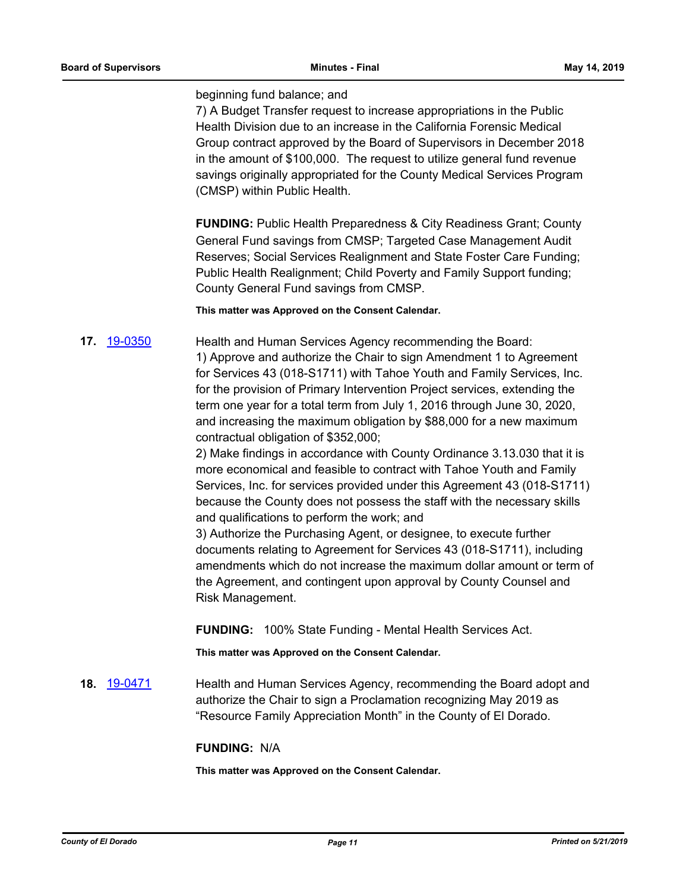beginning fund balance; and

7) A Budget Transfer request to increase appropriations in the Public Health Division due to an increase in the California Forensic Medical Group contract approved by the Board of Supervisors in December 2018 in the amount of $100,000. The request to utilize general fund revenue savings originally appropriated for the County Medical Services Program (CMSP) within Public Health.

**FUNDING:** Public Health Preparedness & City Readiness Grant; County General Fund savings from CMSP; Targeted Case Management Audit Reserves; Social Services Realignment and State Foster Care Funding; Public Health Realignment; Child Poverty and Family Support funding; County General Fund savings from CMSP.

**This matter was Approved on the Consent Calendar.**

**17.** 19-0350

Health and Human Services Agency recommending the Board:

1) Approve and authorize the Chair to sign Amendment 1 to Agreement for Services 43 (018-S1711) with Tahoe Youth and Family Services, Inc. for the provision of Primary Intervention Project services, extending the term one year for a total term from July 1, 2016 through June 30, 2020, and increasing the maximum obligation by $88,000 for a new maximum contractual obligation of $352,000;

2) Make findings in accordance with County Ordinance 3.13.030 that it is more economical and feasible to contract with Tahoe Youth and Family Services, Inc. for services provided under this Agreement 43 (018-S1711) because the County does not possess the staff with the necessary skills and qualifications to perform the work; and

3) Authorize the Purchasing Agent, or designee, to execute further documents relating to Agreement for Services 43 (018-S1711), including amendments which do not increase the maximum dollar amount or term of the Agreement, and contingent upon approval by County Counsel and Risk Management.

**FUNDING:** 100% State Funding - Mental Health Services Act.

**This matter was Approved on the Consent Calendar.**

**18.** 19-0471

Health and Human Services Agency, recommending the Board adopt and authorize the Chair to sign a Proclamation recognizing May 2019 as "Resource Family Appreciation Month" in the County of El Dorado.

**FUNDING:** N/A

**This matter was Approved on the Consent Calendar.**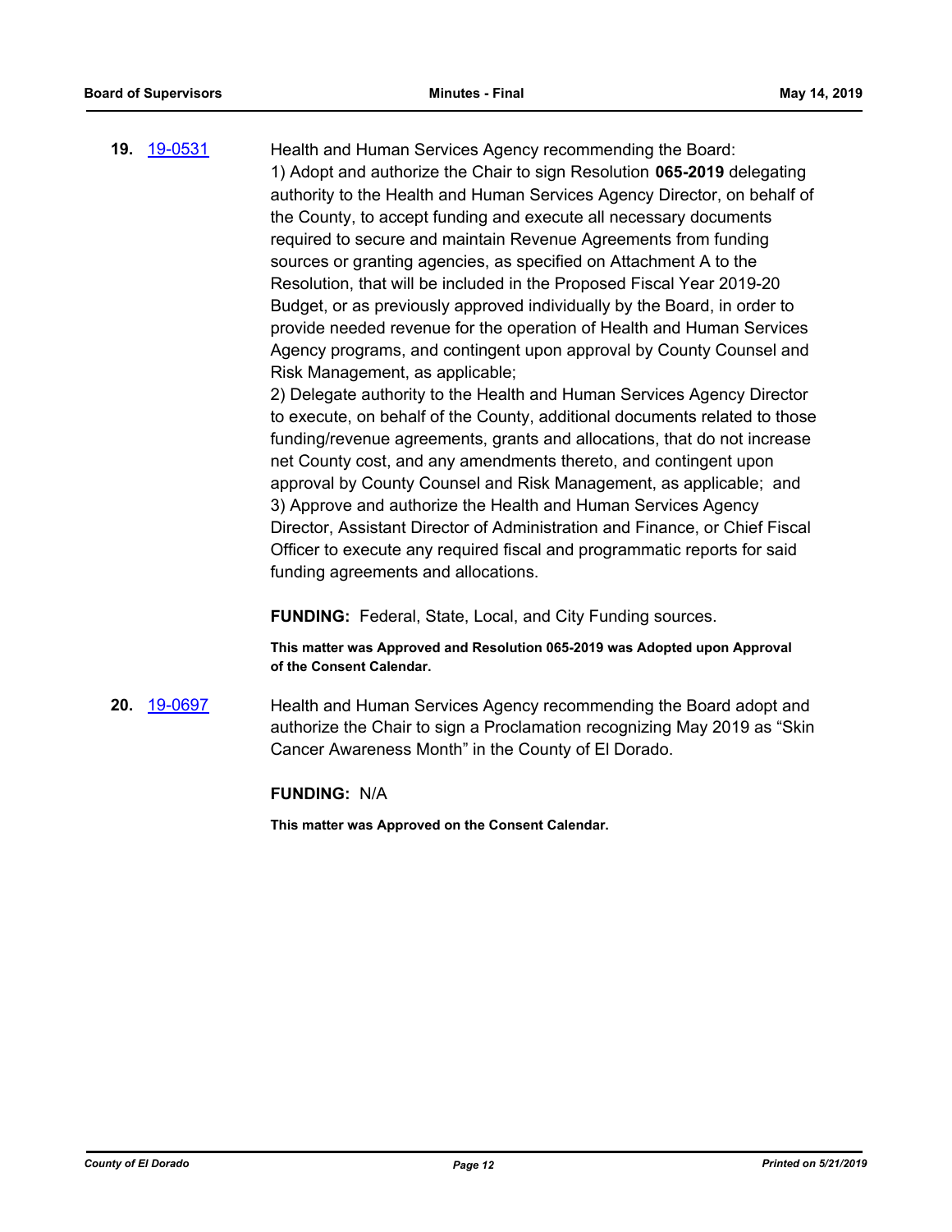**19.** [19-0531](19-0531)

Health and Human Services Agency recommending the Board:
1) Adopt and authorize the Chair to sign Resolution **065-2019** delegating authority to the Health and Human Services Agency Director, on behalf of the County, to accept funding and execute all necessary documents required to secure and maintain Revenue Agreements from funding sources or granting agencies, as specified on Attachment A to the Resolution, that will be included in the Proposed Fiscal Year 2019-20 Budget, or as previously approved individually by the Board, in order to provide needed revenue for the operation of Health and Human Services Agency programs, and contingent upon approval by County Counsel and Risk Management, as applicable;
2) Delegate authority to the Health and Human Services Agency Director to execute, on behalf of the County, additional documents related to those funding/revenue agreements, grants and allocations, that do not increase net County cost, and any amendments thereto, and contingent upon approval by County Counsel and Risk Management, as applicable; and
3) Approve and authorize the Health and Human Services Agency Director, Assistant Director of Administration and Finance, or Chief Fiscal Officer to execute any required fiscal and programmatic reports for said funding agreements and allocations.

**FUNDING:** Federal, State, Local, and City Funding sources.

**This matter was Approved and Resolution 065-2019 was Adopted upon Approval of the Consent Calendar.**

**20.** [19-0697](19-0697)

Health and Human Services Agency recommending the Board adopt and authorize the Chair to sign a Proclamation recognizing May 2019 as "Skin Cancer Awareness Month" in the County of El Dorado.

**FUNDING:** N/A

**This matter was Approved on the Consent Calendar.**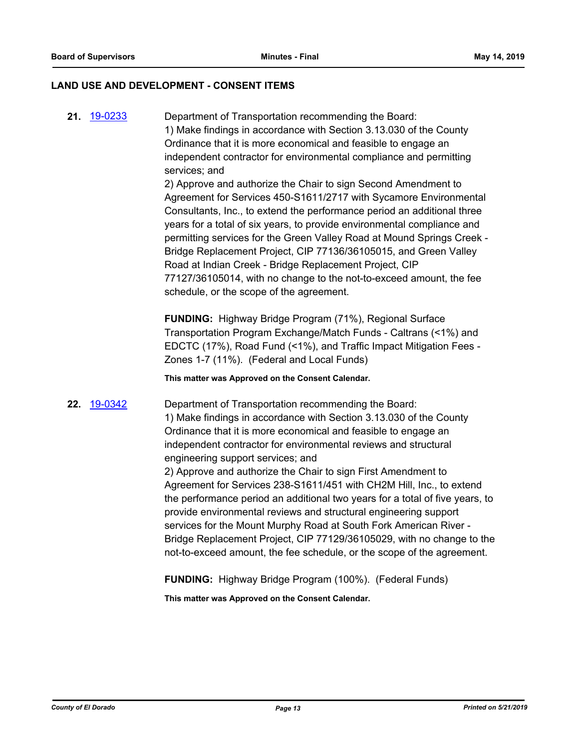## LAND USE AND DEVELOPMENT - CONSENT ITEMS

**21.** [19-0233]

Department of Transportation recommending the Board:
1) Make findings in accordance with Section 3.13.030 of the County Ordinance that it is more economical and feasible to engage an independent contractor for environmental compliance and permitting services; and
2) Approve and authorize the Chair to sign Second Amendment to Agreement for Services 450-S1611/2717 with Sycamore Environmental Consultants, Inc., to extend the performance period an additional three years for a total of six years, to provide environmental compliance and permitting services for the Green Valley Road at Mound Springs Creek - Bridge Replacement Project, CIP 77136/36105015, and Green Valley Road at Indian Creek - Bridge Replacement Project, CIP 77127/36105014, with no change to the not-to-exceed amount, the fee schedule, or the scope of the agreement.

**FUNDING:** Highway Bridge Program (71%), Regional Surface Transportation Program Exchange/Match Funds - Caltrans (<1%) and EDCTC (17%), Road Fund (<1%), and Traffic Impact Mitigation Fees - Zones 1-7 (11%). (Federal and Local Funds)

**This matter was Approved on the Consent Calendar.**

**22.** [19-0342]

Department of Transportation recommending the Board:
1) Make findings in accordance with Section 3.13.030 of the County Ordinance that it is more economical and feasible to engage an independent contractor for environmental reviews and structural engineering support services; and
2) Approve and authorize the Chair to sign First Amendment to Agreement for Services 238-S1611/451 with CH2M Hill, Inc., to extend the performance period an additional two years for a total of five years, to provide environmental reviews and structural engineering support services for the Mount Murphy Road at South Fork American River - Bridge Replacement Project, CIP 77129/36105029, with no change to the not-to-exceed amount, the fee schedule, or the scope of the agreement.

**FUNDING:** Highway Bridge Program (100%). (Federal Funds)

**This matter was Approved on the Consent Calendar.**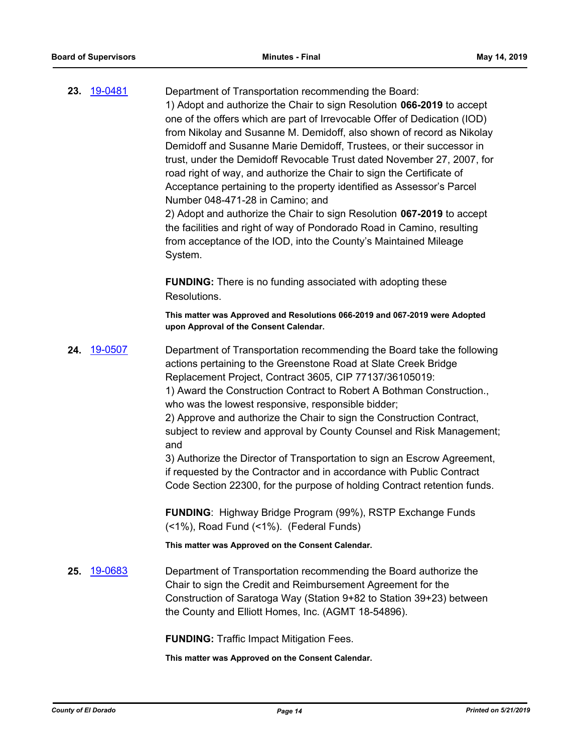**23.** [19-0481]

Department of Transportation recommending the Board:
1) Adopt and authorize the Chair to sign Resolution **066-2019** to accept one of the offers which are part of Irrevocable Offer of Dedication (IOD) from Nikolay and Susanne M. Demidoff, also shown of record as Nikolay Demidoff and Susanne Marie Demidoff, Trustees, or their successor in trust, under the Demidoff Revocable Trust dated November 27, 2007, for road right of way, and authorize the Chair to sign the Certificate of Acceptance pertaining to the property identified as Assessor's Parcel Number 048-471-28 in Camino; and
2) Adopt and authorize the Chair to sign Resolution **067-2019** to accept the facilities and right of way of Pondorado Road in Camino, resulting from acceptance of the IOD, into the County's Maintained Mileage System.

**FUNDING:** There is no funding associated with adopting these Resolutions.

**This matter was Approved and Resolutions 066-2019 and 067-2019 were Adopted upon Approval of the Consent Calendar.**

**24.** [19-0507]

Department of Transportation recommending the Board take the following actions pertaining to the Greenstone Road at Slate Creek Bridge Replacement Project, Contract 3605, CIP 77137/36105019:
1) Award the Construction Contract to Robert A Bothman Construction., who was the lowest responsive, responsible bidder;
2) Approve and authorize the Chair to sign the Construction Contract, subject to review and approval by County Counsel and Risk Management; and
3) Authorize the Director of Transportation to sign an Escrow Agreement, if requested by the Contractor and in accordance with Public Contract Code Section 22300, for the purpose of holding Contract retention funds.

**FUNDING**: Highway Bridge Program (99%), RSTP Exchange Funds (<1%), Road Fund (<1%). (Federal Funds)

**This matter was Approved on the Consent Calendar.**

**25.** [19-0683]

Department of Transportation recommending the Board authorize the Chair to sign the Credit and Reimbursement Agreement for the Construction of Saratoga Way (Station 9+82 to Station 39+23) between the County and Elliott Homes, Inc. (AGMT 18-54896).

**FUNDING:** Traffic Impact Mitigation Fees.

**This matter was Approved on the Consent Calendar.**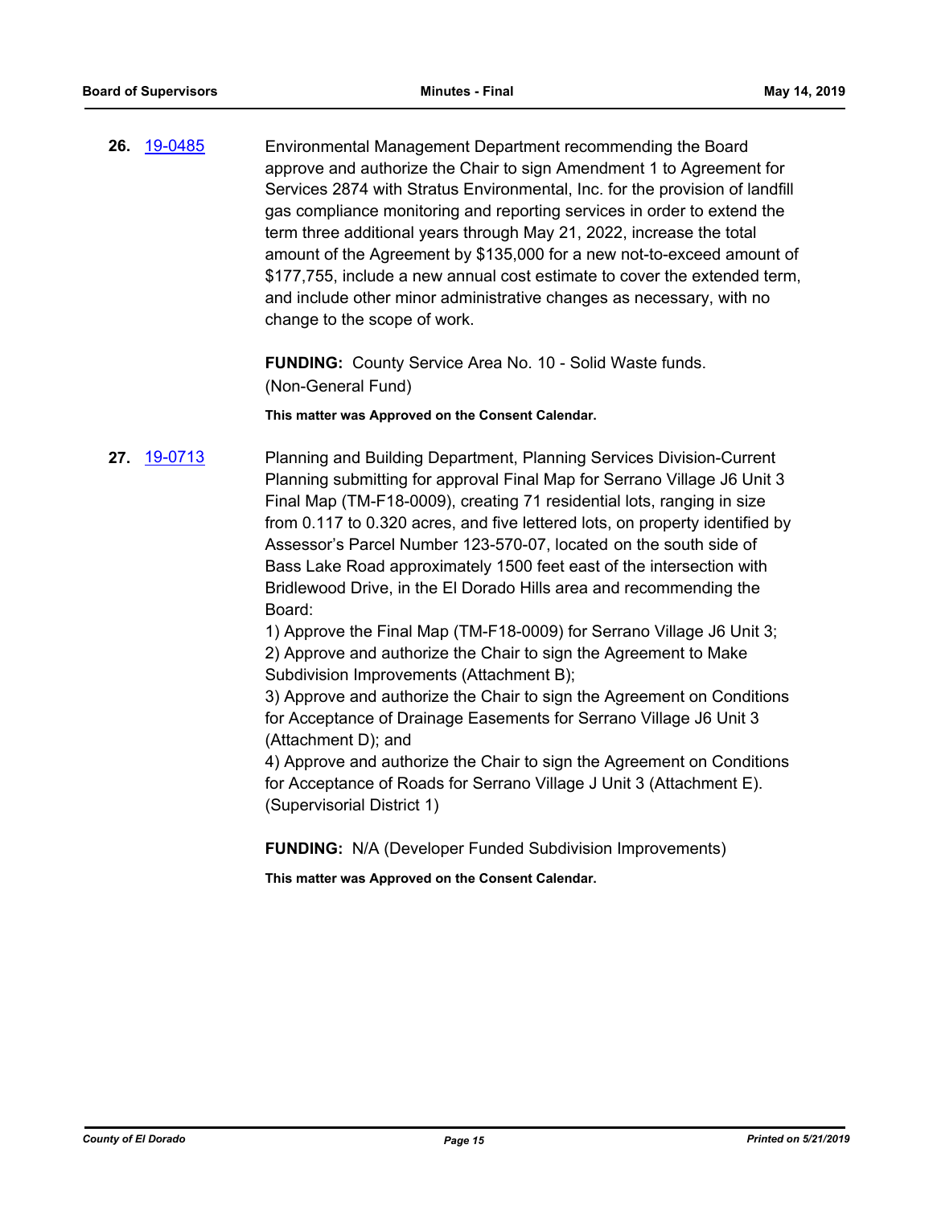**26.** 19-0485

Environmental Management Department recommending the Board approve and authorize the Chair to sign Amendment 1 to Agreement for Services 2874 with Stratus Environmental, Inc. for the provision of landfill gas compliance monitoring and reporting services in order to extend the term three additional years through May 21, 2022, increase the total amount of the Agreement by $135,000 for a new not-to-exceed amount of $177,755, include a new annual cost estimate to cover the extended term, and include other minor administrative changes as necessary, with no change to the scope of work.

**FUNDING:** County Service Area No. 10 - Solid Waste funds. (Non-General Fund)

**This matter was Approved on the Consent Calendar.**

**27.** 19-0713

Planning and Building Department, Planning Services Division-Current Planning submitting for approval Final Map for Serrano Village J6 Unit 3 Final Map (TM-F18-0009), creating 71 residential lots, ranging in size from 0.117 to 0.320 acres, and five lettered lots, on property identified by Assessor's Parcel Number 123-570-07, located on the south side of Bass Lake Road approximately 1500 feet east of the intersection with Bridlewood Drive, in the El Dorado Hills area and recommending the Board:

1) Approve the Final Map (TM-F18-0009) for Serrano Village J6 Unit 3;
2) Approve and authorize the Chair to sign the Agreement to Make Subdivision Improvements (Attachment B);
3) Approve and authorize the Chair to sign the Agreement on Conditions for Acceptance of Drainage Easements for Serrano Village J6 Unit 3 (Attachment D); and
4) Approve and authorize the Chair to sign the Agreement on Conditions for Acceptance of Roads for Serrano Village J Unit 3 (Attachment E). (Supervisorial District 1)

**FUNDING:** N/A (Developer Funded Subdivision Improvements)

**This matter was Approved on the Consent Calendar.**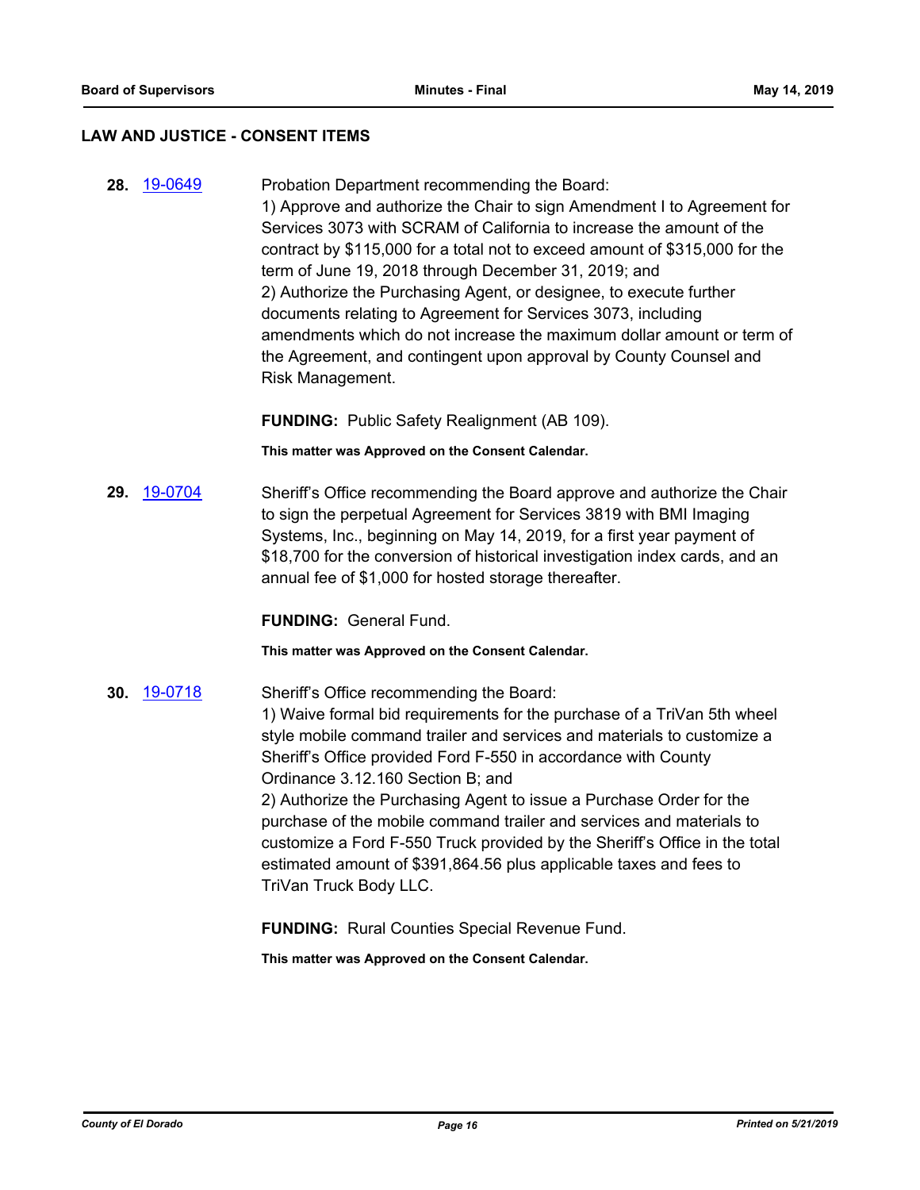## LAW AND JUSTICE - CONSENT ITEMS

**28.** 19-0649 Probation Department recommending the Board:

1) Approve and authorize the Chair to sign Amendment I to Agreement for Services 3073 with SCRAM of California to increase the amount of the contract by $115,000 for a total not to exceed amount of $315,000 for the term of June 19, 2018 through December 31, 2019; and

2) Authorize the Purchasing Agent, or designee, to execute further documents relating to Agreement for Services 3073, including amendments which do not increase the maximum dollar amount or term of the Agreement, and contingent upon approval by County Counsel and Risk Management.

**FUNDING:** Public Safety Realignment (AB 109).

**This matter was Approved on the Consent Calendar.**

**29.** 19-0704 Sheriff's Office recommending the Board approve and authorize the Chair to sign the perpetual Agreement for Services 3819 with BMI Imaging Systems, Inc., beginning on May 14, 2019, for a first year payment of $18,700 for the conversion of historical investigation index cards, and an annual fee of $1,000 for hosted storage thereafter.

**FUNDING:** General Fund.

**This matter was Approved on the Consent Calendar.**

**30.** 19-0718 Sheriff's Office recommending the Board:

1) Waive formal bid requirements for the purchase of a TriVan 5th wheel style mobile command trailer and services and materials to customize a Sheriff's Office provided Ford F-550 in accordance with County Ordinance 3.12.160 Section B; and

2) Authorize the Purchasing Agent to issue a Purchase Order for the purchase of the mobile command trailer and services and materials to customize a Ford F-550 Truck provided by the Sheriff's Office in the total estimated amount of $391,864.56 plus applicable taxes and fees to TriVan Truck Body LLC.

**FUNDING:** Rural Counties Special Revenue Fund.

**This matter was Approved on the Consent Calendar.**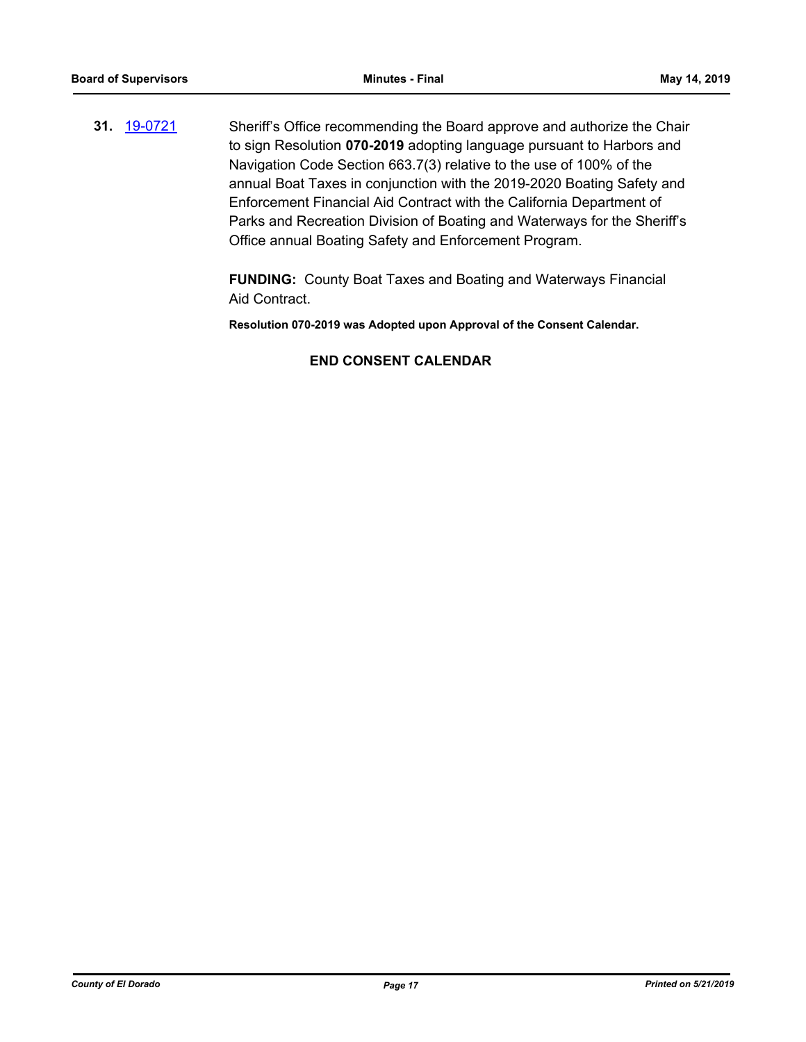**31.** [19-0721](19-0721) Sheriff's Office recommending the Board approve and authorize the Chair to sign Resolution **070-2019** adopting language pursuant to Harbors and Navigation Code Section 663.7(3) relative to the use of 100% of the annual Boat Taxes in conjunction with the 2019-2020 Boating Safety and Enforcement Financial Aid Contract with the California Department of Parks and Recreation Division of Boating and Waterways for the Sheriff's Office annual Boating Safety and Enforcement Program.

**FUNDING:** County Boat Taxes and Boating and Waterways Financial Aid Contract.

**Resolution 070-2019 was Adopted upon Approval of the Consent Calendar.**

**END CONSENT CALENDAR**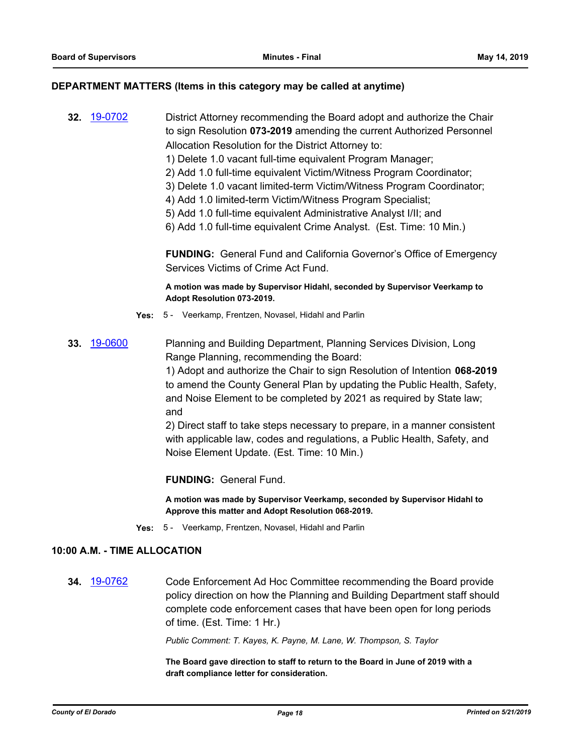## DEPARTMENT MATTERS (Items in this category may be called at anytime)

**32.** 19-0702

District Attorney recommending the Board adopt and authorize the Chair to sign Resolution **073-2019** amending the current Authorized Personnel Allocation Resolution for the District Attorney to:
1) Delete 1.0 vacant full-time equivalent Program Manager;
2) Add 1.0 full-time equivalent Victim/Witness Program Coordinator;
3) Delete 1.0 vacant limited-term Victim/Witness Program Coordinator;
4) Add 1.0 limited-term Victim/Witness Program Specialist;
5) Add 1.0 full-time equivalent Administrative Analyst I/II; and
6) Add 1.0 full-time equivalent Crime Analyst. (Est. Time: 10 Min.)

**FUNDING:** General Fund and California Governor's Office of Emergency Services Victims of Crime Act Fund.

**A motion was made by Supervisor Hidahl, seconded by Supervisor Veerkamp to Adopt Resolution 073-2019.**

**Yes:** 5 - Veerkamp, Frentzen, Novasel, Hidahl and Parlin

**33.** 19-0600

Planning and Building Department, Planning Services Division, Long Range Planning, recommending the Board:
1) Adopt and authorize the Chair to sign Resolution of Intention **068-2019** to amend the County General Plan by updating the Public Health, Safety, and Noise Element to be completed by 2021 as required by State law; and
2) Direct staff to take steps necessary to prepare, in a manner consistent with applicable law, codes and regulations, a Public Health, Safety, and Noise Element Update. (Est. Time: 10 Min.)

**FUNDING:** General Fund.

**A motion was made by Supervisor Veerkamp, seconded by Supervisor Hidahl to Approve this matter and Adopt Resolution 068-2019.**

**Yes:** 5 - Veerkamp, Frentzen, Novasel, Hidahl and Parlin

## 10:00 A.M. - TIME ALLOCATION

**34.** 19-0762

Code Enforcement Ad Hoc Committee recommending the Board provide policy direction on how the Planning and Building Department staff should complete code enforcement cases that have been open for long periods of time. (Est. Time: 1 Hr.)

*Public Comment: T. Kayes, K. Payne, M. Lane, W. Thompson, S. Taylor*

**The Board gave direction to staff to return to the Board in June of 2019 with a draft compliance letter for consideration.**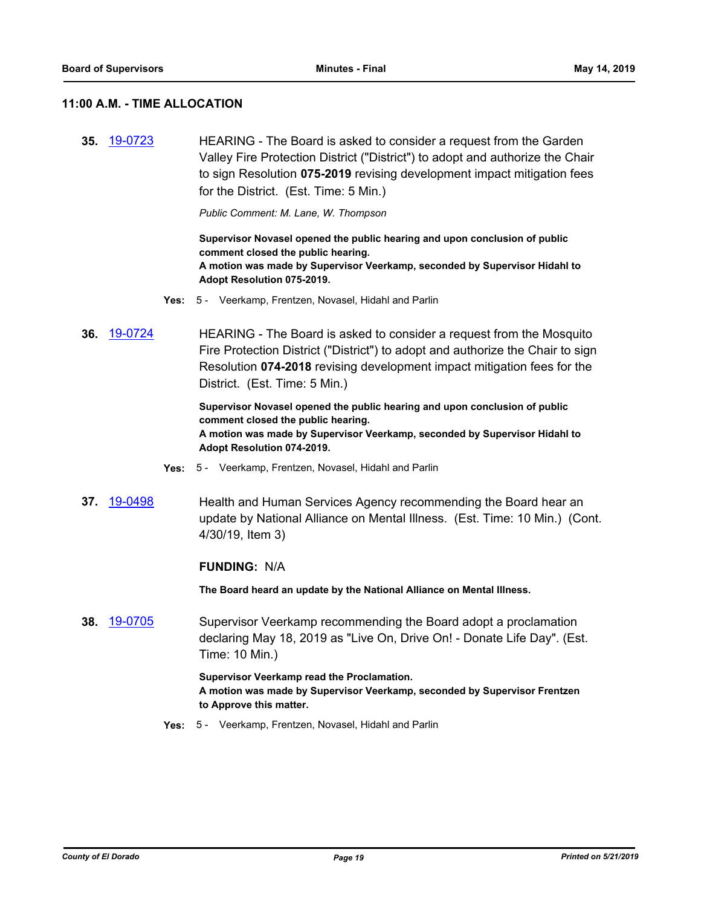### 11:00 A.M. - TIME ALLOCATION

**35.** [19-0723](19-0723) HEARING - The Board is asked to consider a request from the Garden Valley Fire Protection District ("District") to adopt and authorize the Chair to sign Resolution **075-2019** revising development impact mitigation fees for the District. (Est. Time: 5 Min.)

*Public Comment: M. Lane, W. Thompson*

**Supervisor Novasel opened the public hearing and upon conclusion of public comment closed the public hearing.**
**A motion was made by Supervisor Veerkamp, seconded by Supervisor Hidahl to Adopt Resolution 075-2019.**

**Yes:** 5 - Veerkamp, Frentzen, Novasel, Hidahl and Parlin

**36.** [19-0724](19-0724) HEARING - The Board is asked to consider a request from the Mosquito Fire Protection District ("District") to adopt and authorize the Chair to sign Resolution **074-2018** revising development impact mitigation fees for the District. (Est. Time: 5 Min.)

**Supervisor Novasel opened the public hearing and upon conclusion of public comment closed the public hearing.**
**A motion was made by Supervisor Veerkamp, seconded by Supervisor Hidahl to Adopt Resolution 074-2019.**

**Yes:** 5 - Veerkamp, Frentzen, Novasel, Hidahl and Parlin

**37.** [19-0498](19-0498) Health and Human Services Agency recommending the Board hear an update by National Alliance on Mental Illness. (Est. Time: 10 Min.) (Cont. 4/30/19, Item 3)

**FUNDING:** N/A

**The Board heard an update by the National Alliance on Mental Illness.**

**38.** [19-0705](19-0705) Supervisor Veerkamp recommending the Board adopt a proclamation declaring May 18, 2019 as "Live On, Drive On! - Donate Life Day". (Est. Time: 10 Min.)

**Supervisor Veerkamp read the Proclamation.**
**A motion was made by Supervisor Veerkamp, seconded by Supervisor Frentzen to Approve this matter.**

**Yes:** 5 - Veerkamp, Frentzen, Novasel, Hidahl and Parlin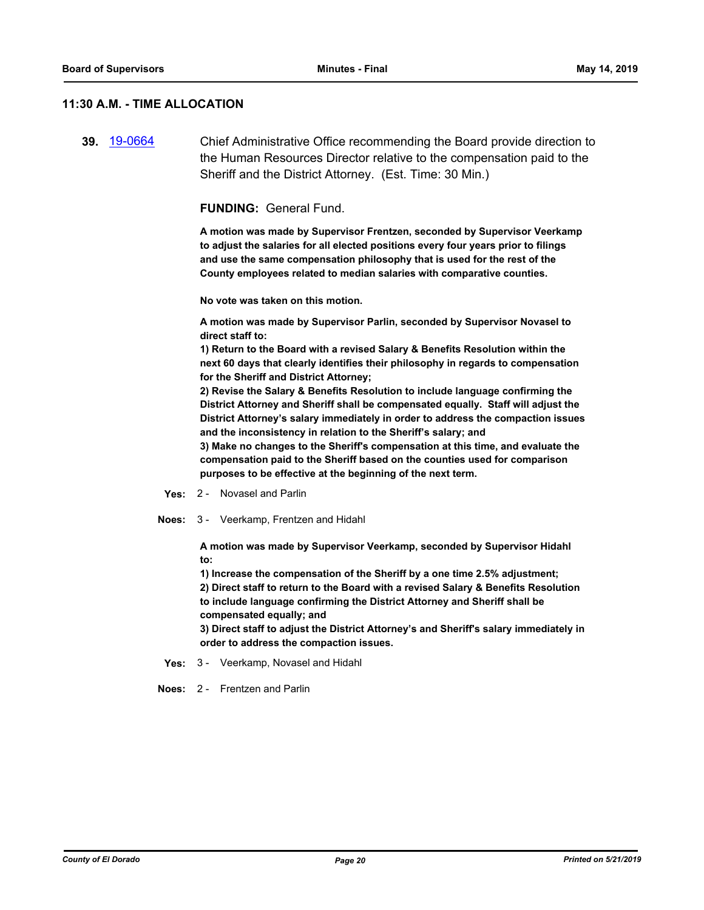## 11:30 A.M. - TIME ALLOCATION

**39.** [19-0664](19-0664) Chief Administrative Office recommending the Board provide direction to the Human Resources Director relative to the compensation paid to the Sheriff and the District Attorney. (Est. Time: 30 Min.)

**FUNDING:** General Fund.

**A motion was made by Supervisor Frentzen, seconded by Supervisor Veerkamp to adjust the salaries for all elected positions every four years prior to filings and use the same compensation philosophy that is used for the rest of the County employees related to median salaries with comparative counties.**

**No vote was taken on this motion.**

**A motion was made by Supervisor Parlin, seconded by Supervisor Novasel to direct staff to:**

**1) Return to the Board with a revised Salary & Benefits Resolution within the next 60 days that clearly identifies their philosophy in regards to compensation for the Sheriff and District Attorney;**

**2) Revise the Salary & Benefits Resolution to include language confirming the District Attorney and Sheriff shall be compensated equally. Staff will adjust the District Attorney's salary immediately in order to address the compaction issues and the inconsistency in relation to the Sheriff's salary; and**

**3) Make no changes to the Sheriff's compensation at this time, and evaluate the compensation paid to the Sheriff based on the counties used for comparison purposes to be effective at the beginning of the next term.**

**Yes:** 2 - Novasel and Parlin

**Noes:** 3 - Veerkamp, Frentzen and Hidahl

**A motion was made by Supervisor Veerkamp, seconded by Supervisor Hidahl to:**

**1) Increase the compensation of the Sheriff by a one time 2.5% adjustment;**

**2) Direct staff to return to the Board with a revised Salary & Benefits Resolution to include language confirming the District Attorney and Sheriff shall be compensated equally; and**

**3) Direct staff to adjust the District Attorney's and Sheriff's salary immediately in order to address the compaction issues.**

**Yes:** 3 - Veerkamp, Novasel and Hidahl

**Noes:** 2 - Frentzen and Parlin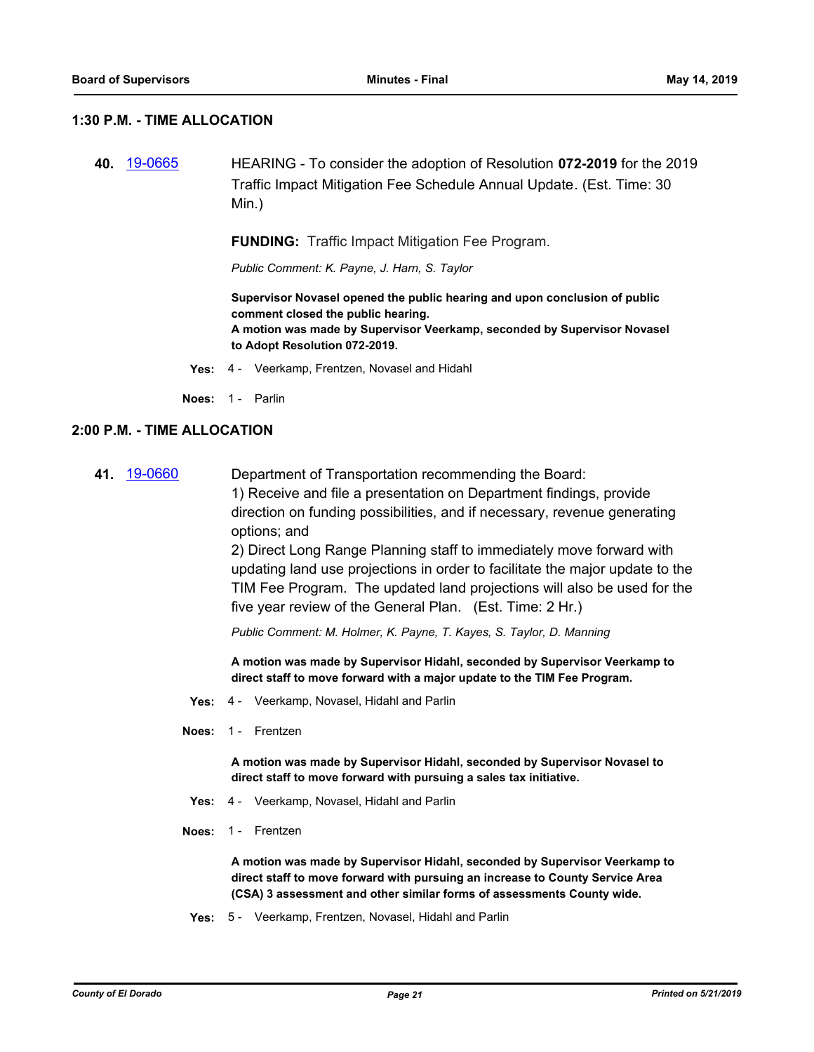## 1:30 P.M. - TIME ALLOCATION

**40.** [19-0665](19-0665) HEARING - To consider the adoption of Resolution **072-2019** for the 2019 Traffic Impact Mitigation Fee Schedule Annual Update. (Est. Time: 30 Min.)

**FUNDING:** Traffic Impact Mitigation Fee Program.

*Public Comment: K. Payne, J. Harn, S. Taylor*

**Supervisor Novasel opened the public hearing and upon conclusion of public comment closed the public hearing.**
**A motion was made by Supervisor Veerkamp, seconded by Supervisor Novasel to Adopt Resolution 072-2019.**

**Yes:** 4 - Veerkamp, Frentzen, Novasel and Hidahl

**Noes:** 1 - Parlin

## 2:00 P.M. - TIME ALLOCATION

**41.** [19-0660](19-0660) Department of Transportation recommending the Board:
1) Receive and file a presentation on Department findings, provide direction on funding possibilities, and if necessary, revenue generating options; and
2) Direct Long Range Planning staff to immediately move forward with updating land use projections in order to facilitate the major update to the TIM Fee Program. The updated land projections will also be used for the five year review of the General Plan. (Est. Time: 2 Hr.)

*Public Comment: M. Holmer, K. Payne, T. Kayes, S. Taylor, D. Manning*

**A motion was made by Supervisor Hidahl, seconded by Supervisor Veerkamp to direct staff to move forward with a major update to the TIM Fee Program.**

**Yes:** 4 - Veerkamp, Novasel, Hidahl and Parlin

**Noes:** 1 - Frentzen

**A motion was made by Supervisor Hidahl, seconded by Supervisor Novasel to direct staff to move forward with pursuing a sales tax initiative.**

**Yes:** 4 - Veerkamp, Novasel, Hidahl and Parlin

**Noes:** 1 - Frentzen

**A motion was made by Supervisor Hidahl, seconded by Supervisor Veerkamp to direct staff to move forward with pursuing an increase to County Service Area (CSA) 3 assessment and other similar forms of assessments County wide.**

**Yes:** 5 - Veerkamp, Frentzen, Novasel, Hidahl and Parlin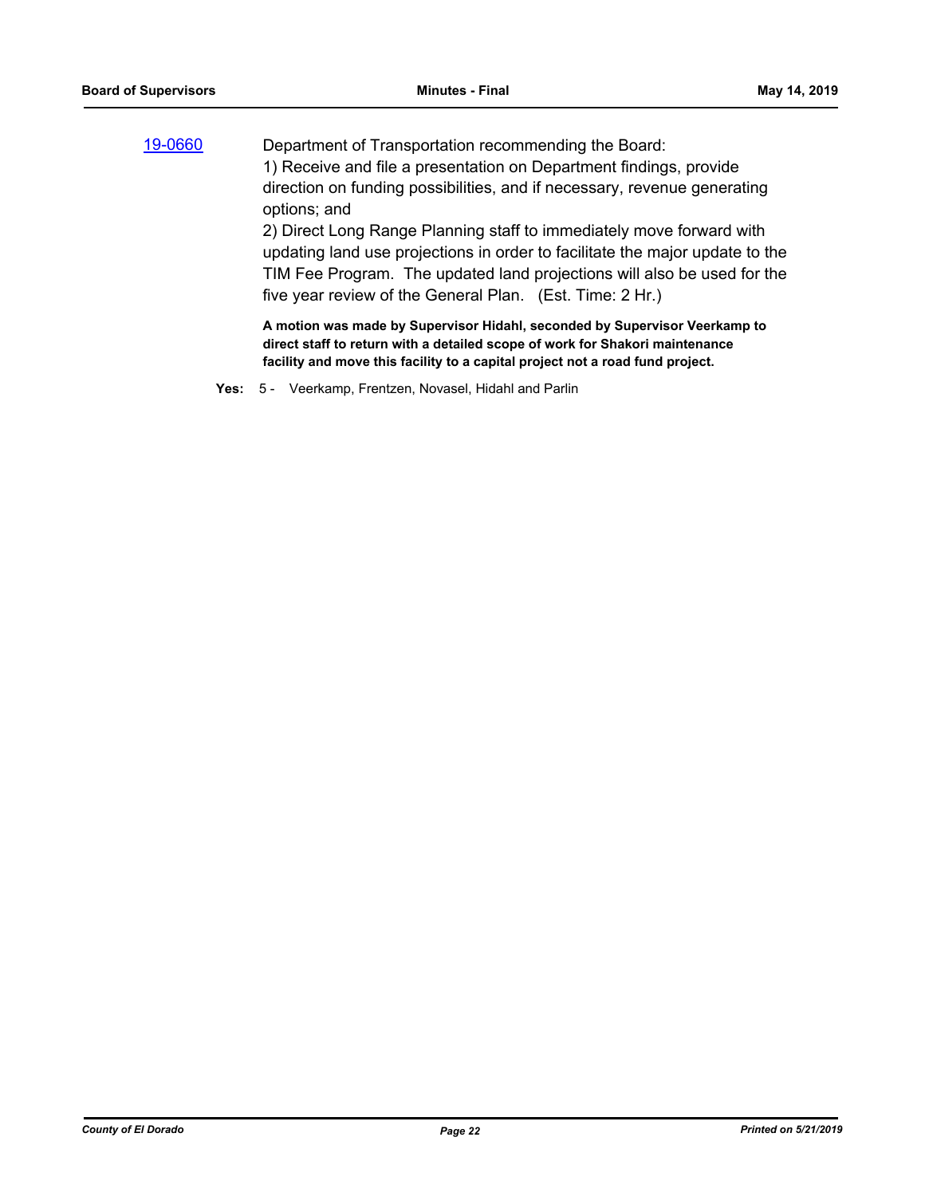19-0660 Department of Transportation recommending the Board:

1) Receive and file a presentation on Department findings, provide direction on funding possibilities, and if necessary, revenue generating options; and

2) Direct Long Range Planning staff to immediately move forward with updating land use projections in order to facilitate the major update to the TIM Fee Program. The updated land projections will also be used for the five year review of the General Plan. (Est. Time: 2 Hr.)

**A motion was made by Supervisor Hidahl, seconded by Supervisor Veerkamp to direct staff to return with a detailed scope of work for Shakori maintenance facility and move this facility to a capital project not a road fund project.**

**Yes:** 5 - Veerkamp, Frentzen, Novasel, Hidahl and Parlin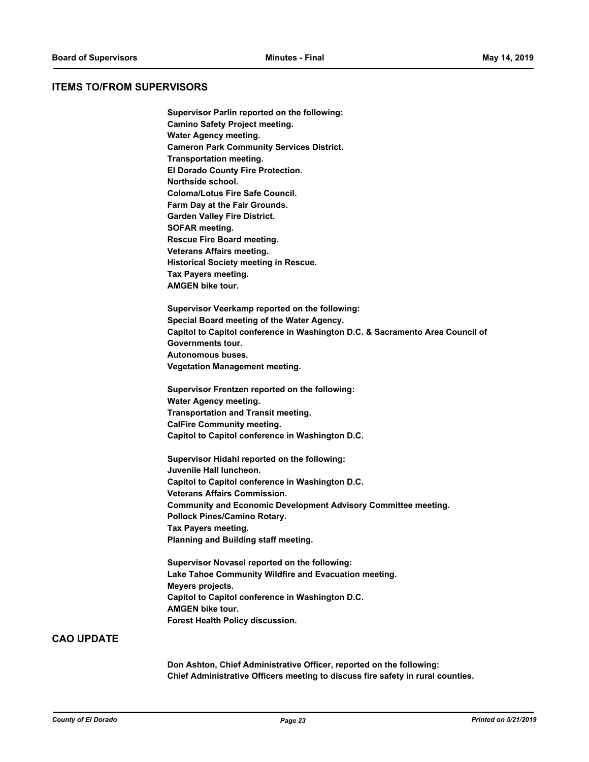## ITEMS TO/FROM SUPERVISORS

**Supervisor Parlin reported on the following:**
**Camino Safety Project meeting.**
**Water Agency meeting.**
**Cameron Park Community Services District.**
**Transportation meeting.**
**El Dorado County Fire Protection.**
**Northside school.**
**Coloma/Lotus Fire Safe Council.**
**Farm Day at the Fair Grounds.**
**Garden Valley Fire District.**
**SOFAR meeting.**
**Rescue Fire Board meeting.**
**Veterans Affairs meeting.**
**Historical Society meeting in Rescue.**
**Tax Payers meeting.**
**AMGEN bike tour.**

**Supervisor Veerkamp reported on the following:**
**Special Board meeting of the Water Agency.**
**Capitol to Capitol conference in Washington D.C. & Sacramento Area Council of Governments tour.**
**Autonomous buses.**
**Vegetation Management meeting.**

**Supervisor Frentzen reported on the following:**
**Water Agency meeting.**
**Transportation and Transit meeting.**
**CalFire Community meeting.**
**Capitol to Capitol conference in Washington D.C.**

**Supervisor Hidahl reported on the following:**
**Juvenile Hall luncheon.**
**Capitol to Capitol conference in Washington D.C.**
**Veterans Affairs Commission.**
**Community and Economic Development Advisory Committee meeting.**
**Pollock Pines/Camino Rotary.**
**Tax Payers meeting.**
**Planning and Building staff meeting.**

**Supervisor Novasel reported on the following:**
**Lake Tahoe Community Wildfire and Evacuation meeting.**
**Meyers projects.**
**Capitol to Capitol conference in Washington D.C.**
**AMGEN bike tour.**
**Forest Health Policy discussion.**

## CAO UPDATE

**Don Ashton, Chief Administrative Officer, reported on the following:**
**Chief Administrative Officers meeting to discuss fire safety in rural counties.**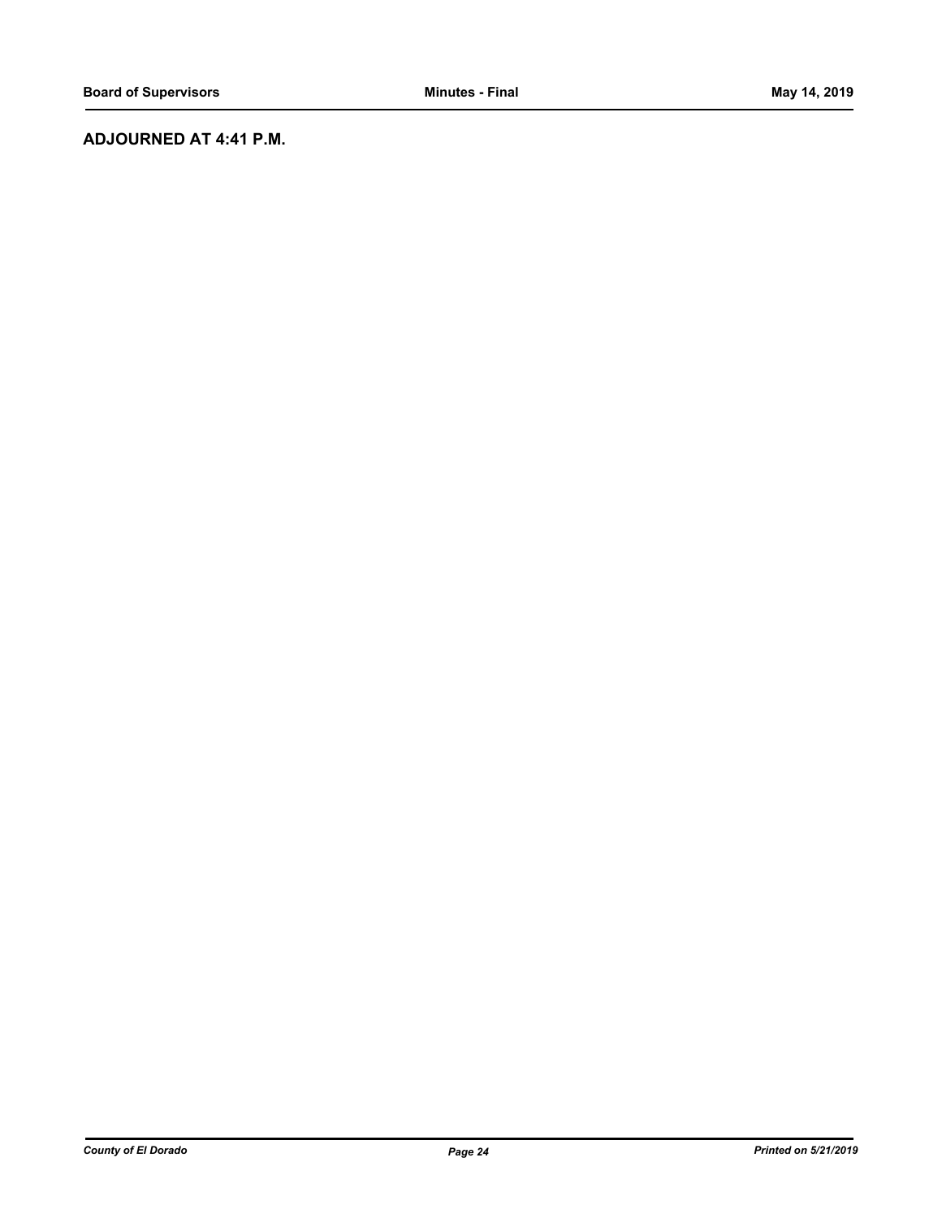## ADJOURNED AT 4:41 P.M.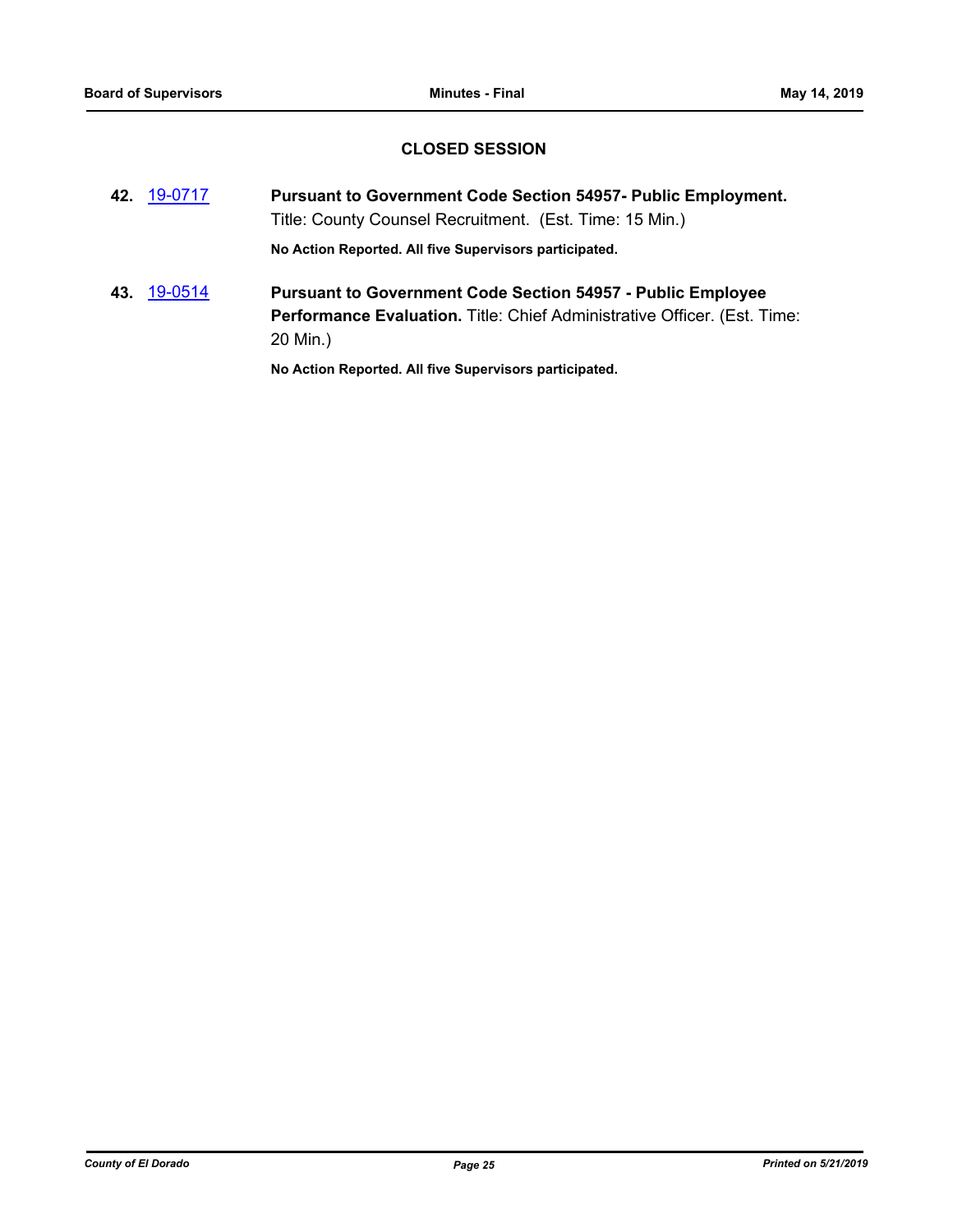## CLOSED SESSION

**42.** 19-0717 **Pursuant to Government Code Section 54957- Public Employment.** Title: County Counsel Recruitment. (Est. Time: 15 Min.)

**No Action Reported. All five Supervisors participated.**

**43.** 19-0514 **Pursuant to Government Code Section 54957 - Public Employee Performance Evaluation.** Title: Chief Administrative Officer. (Est. Time: 20 Min.)

**No Action Reported. All five Supervisors participated.**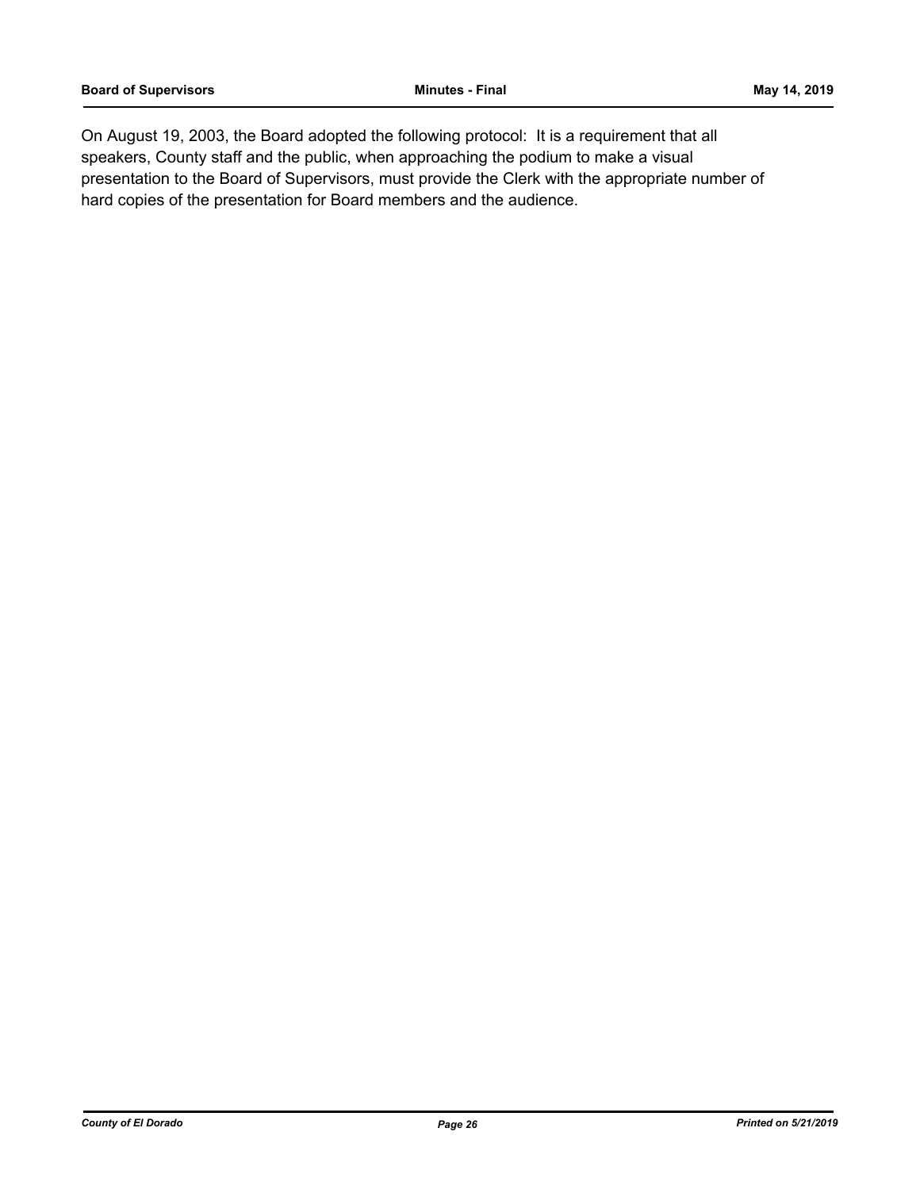On August 19, 2003, the Board adopted the following protocol:  It is a requirement that all speakers, County staff and the public, when approaching the podium to make a visual presentation to the Board of Supervisors, must provide the Clerk with the appropriate number of hard copies of the presentation for Board members and the audience.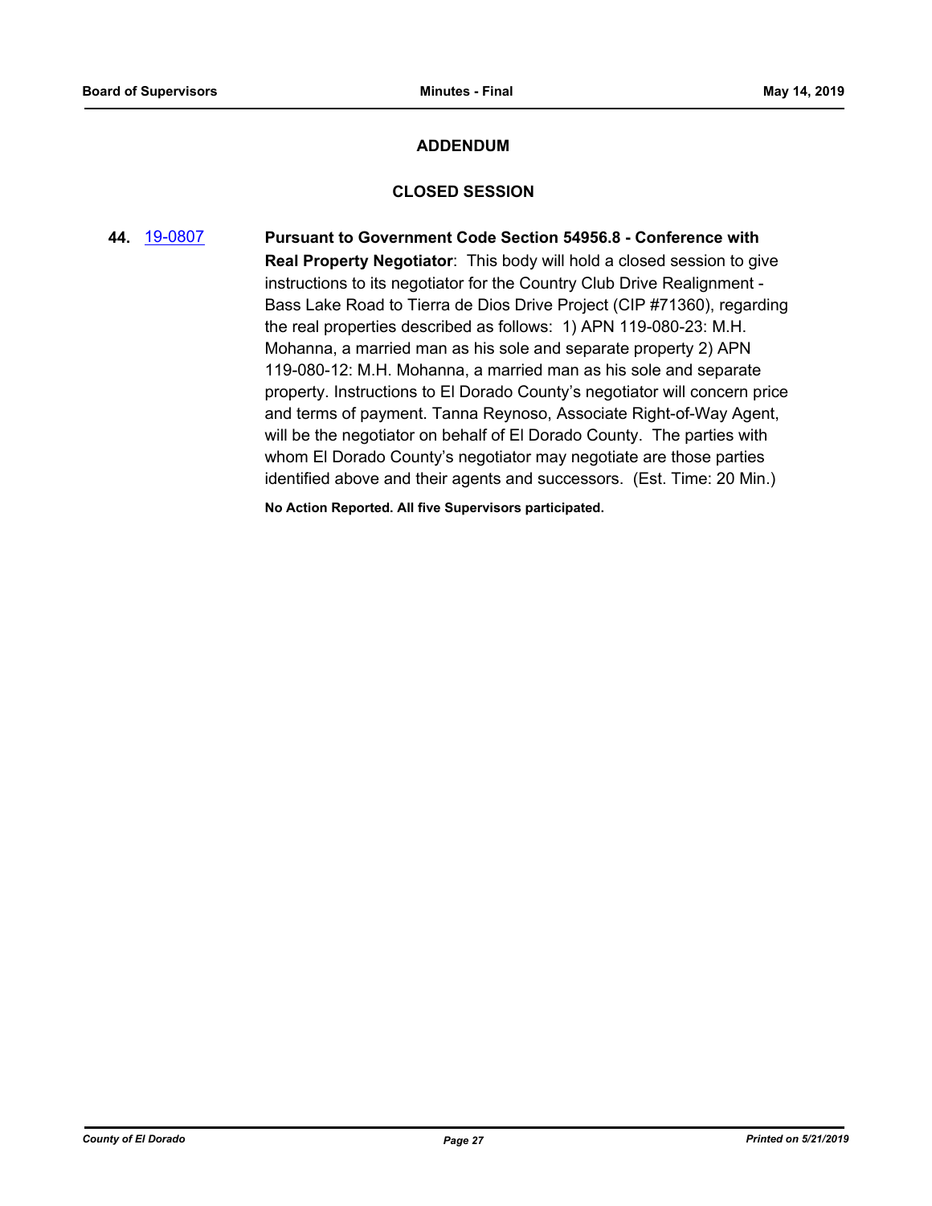## ADDENDUM

## CLOSED SESSION

**44.** 19-0807 **Pursuant to Government Code Section 54956.8 - Conference with Real Property Negotiator**: This body will hold a closed session to give instructions to its negotiator for the Country Club Drive Realignment - Bass Lake Road to Tierra de Dios Drive Project (CIP #71360), regarding the real properties described as follows: 1) APN 119-080-23: M.H. Mohanna, a married man as his sole and separate property 2) APN 119-080-12: M.H. Mohanna, a married man as his sole and separate property. Instructions to El Dorado County's negotiator will concern price and terms of payment. Tanna Reynoso, Associate Right-of-Way Agent, will be the negotiator on behalf of El Dorado County. The parties with whom El Dorado County's negotiator may negotiate are those parties identified above and their agents and successors. (Est. Time: 20 Min.)

**No Action Reported. All five Supervisors participated.**